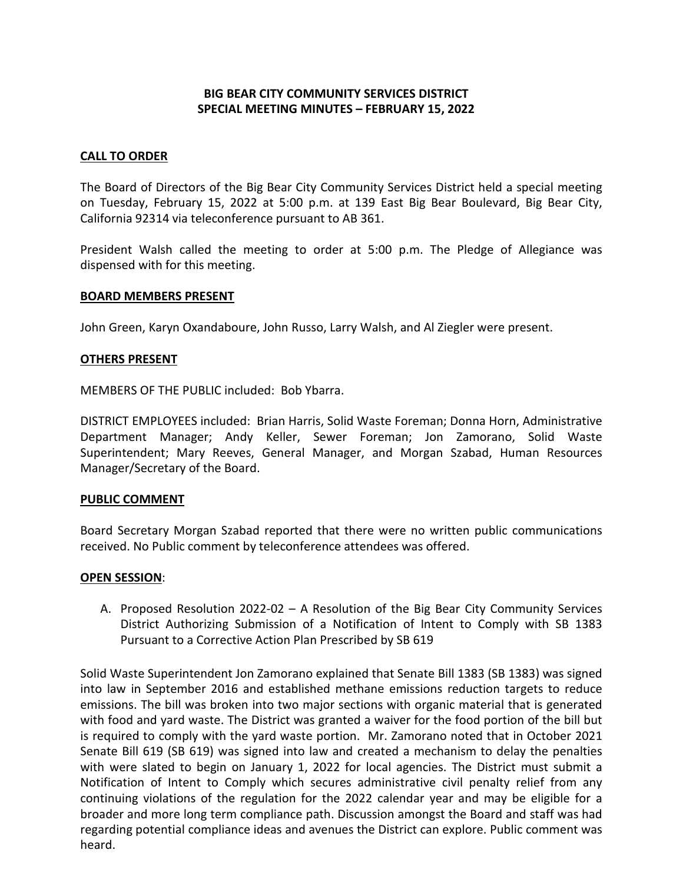# BIG BEAR CITY COMMUNITY SERVICES DISTRICT
## SPECIAL MEETING MINUTES – FEBRUARY 15, 2022

**CALL TO ORDER**

The Board of Directors of the Big Bear City Community Services District held a special meeting on Tuesday, February 15, 2022 at 5:00 p.m. at 139 East Big Bear Boulevard, Big Bear City, California 92314 via teleconference pursuant to AB 361.

President Walsh called the meeting to order at 5:00 p.m. The Pledge of Allegiance was dispensed with for this meeting.

**BOARD MEMBERS PRESENT**

John Green, Karyn Oxandaboure, John Russo, Larry Walsh, and Al Ziegler were present.

**OTHERS PRESENT**

MEMBERS OF THE PUBLIC included: Bob Ybarra.

DISTRICT EMPLOYEES included: Brian Harris, Solid Waste Foreman; Donna Horn, Administrative Department Manager; Andy Keller, Sewer Foreman; Jon Zamorano, Solid Waste Superintendent; Mary Reeves, General Manager, and Morgan Szabad, Human Resources Manager/Secretary of the Board.

**PUBLIC COMMENT**

Board Secretary Morgan Szabad reported that there were no written public communications received. No Public comment by teleconference attendees was offered.

**OPEN SESSION**:

A. Proposed Resolution 2022-02 – A Resolution of the Big Bear City Community Services District Authorizing Submission of a Notification of Intent to Comply with SB 1383 Pursuant to a Corrective Action Plan Prescribed by SB 619

Solid Waste Superintendent Jon Zamorano explained that Senate Bill 1383 (SB 1383) was signed into law in September 2016 and established methane emissions reduction targets to reduce emissions. The bill was broken into two major sections with organic material that is generated with food and yard waste. The District was granted a waiver for the food portion of the bill but is required to comply with the yard waste portion. Mr. Zamorano noted that in October 2021 Senate Bill 619 (SB 619) was signed into law and created a mechanism to delay the penalties with were slated to begin on January 1, 2022 for local agencies. The District must submit a Notification of Intent to Comply which secures administrative civil penalty relief from any continuing violations of the regulation for the 2022 calendar year and may be eligible for a broader and more long term compliance path. Discussion amongst the Board and staff was had regarding potential compliance ideas and avenues the District can explore. Public comment was heard.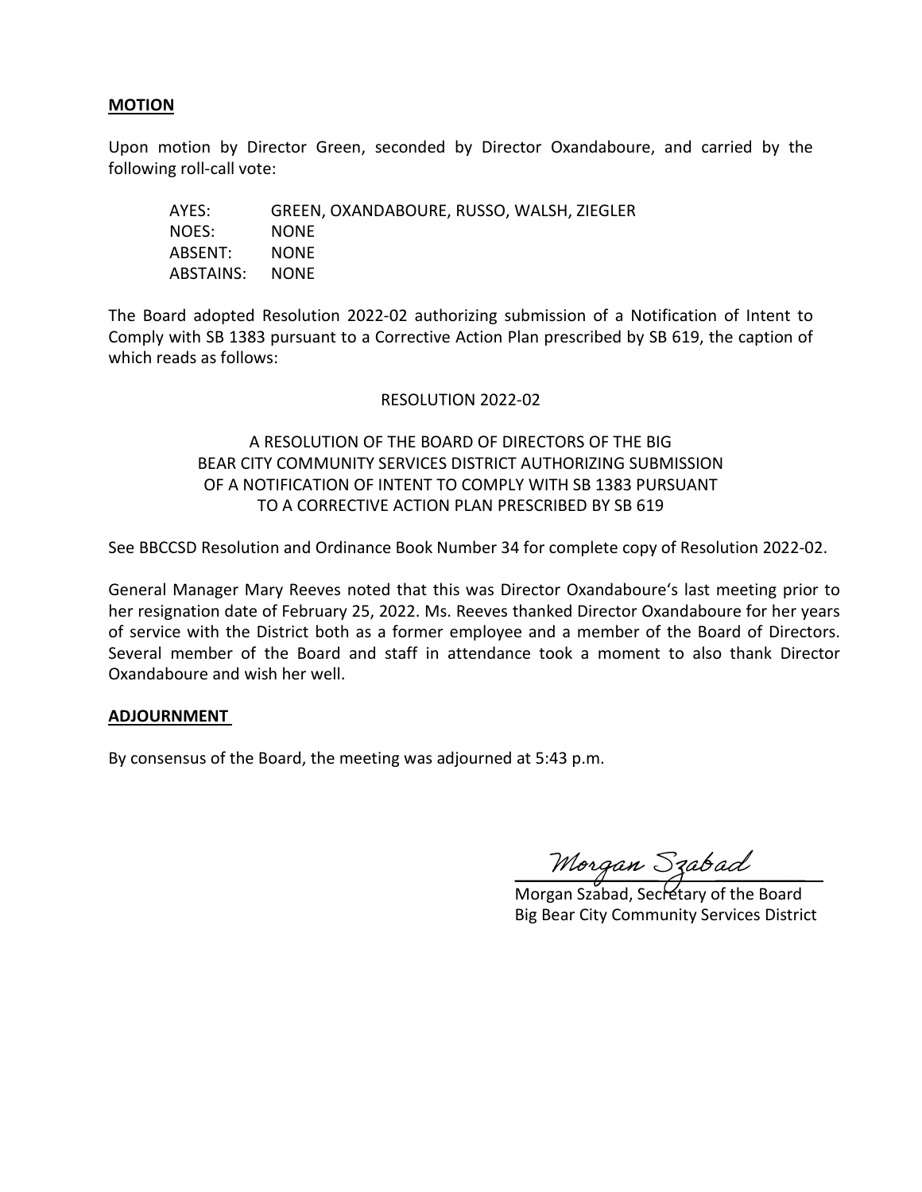**MOTION**

Upon motion by Director Green, seconded by Director Oxandaboure, and carried by the following roll-call vote:

| | |
|---|---|
| AYES: | GREEN, OXANDABOURE, RUSSO, WALSH, ZIEGLER |
| NOES: | NONE |
| ABSENT: | NONE |
| ABSTAINS: | NONE |

The Board adopted Resolution 2022-02 authorizing submission of a Notification of Intent to Comply with SB 1383 pursuant to a Corrective Action Plan prescribed by SB 619, the caption of which reads as follows:

RESOLUTION 2022-02

A RESOLUTION OF THE BOARD OF DIRECTORS OF THE BIG BEAR CITY COMMUNITY SERVICES DISTRICT AUTHORIZING SUBMISSION OF A NOTIFICATION OF INTENT TO COMPLY WITH SB 1383 PURSUANT TO A CORRECTIVE ACTION PLAN PRESCRIBED BY SB 619

See BBCCSD Resolution and Ordinance Book Number 34 for complete copy of Resolution 2022-02.

General Manager Mary Reeves noted that this was Director Oxandaboure's last meeting prior to her resignation date of February 25, 2022. Ms. Reeves thanked Director Oxandaboure for her years of service with the District both as a former employee and a member of the Board of Directors. Several member of the Board and staff in attendance took a moment to also thank Director Oxandaboure and wish her well.

**ADJOURNMENT**

By consensus of the Board, the meeting was adjourned at 5:43 p.m.

Morgan Szabad

Morgan Szabad, Secretary of the Board
Big Bear City Community Services District